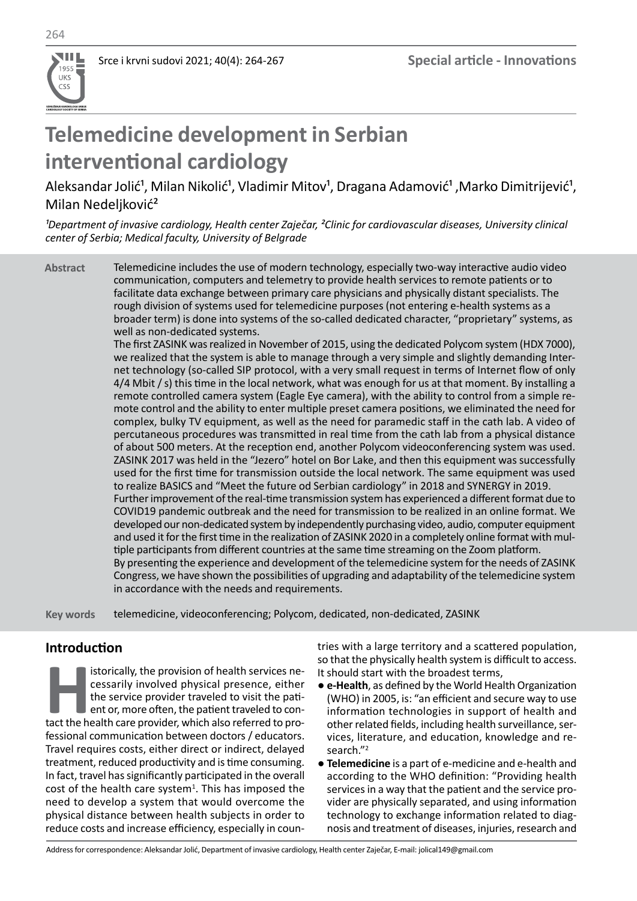Special article - Innovations

# Telemedicine development in Serbian interventional cardiology

Aleksandar Jolić[1], Milan Nikolić[1], Vladimir Mitov[1], Dragana Adamović[1], Marko Dimitrijević[1], Milan Nedeljković[2]

*[1]Department of invasive cardiology, Health center Zaječar, [2]Clinic for cardiovascular diseases, University clinical center of Serbia; Medical faculty, University of Belgrade*

**Abstract** Telemedicine includes the use of modern technology, especially two-way interactive audio video communication, computers and telemetry to provide health services to remote patients or to facilitate data exchange between primary care physicians and physically distant specialists. The rough division of systems used for telemedicine purposes (not entering e-health systems as a broader term) is done into systems of the so-called dedicated character, "proprietary" systems, as well as non-dedicated systems.

The first ZASINK was realized in November of 2015, using the dedicated Polycom system (HDX 7000), we realized that the system is able to manage through a very simple and slightly demanding Internet technology (so-called SIP protocol, with a very small request in terms of Internet flow of only 4/4 Mbit / s) this time in the local network, what was enough for us at that moment. By installing a remote controlled camera system (Eagle Eye camera), with the ability to control from a simple remote control and the ability to enter multiple preset camera positions, we eliminated the need for complex, bulky TV equipment, as well as the need for paramedic staff in the cath lab. A video of percutaneous procedures was transmitted in real time from the cath lab from a physical distance of about 500 meters. At the reception end, another Polycom videoconferencing system was used. ZASINK 2017 was held in the "Jezero" hotel on Bor Lake, and then this equipment was successfully used for the first time for transmission outside the local network. The same equipment was used to realize BASICS and "Meet the future od Serbian cardiology" in 2018 and SYNERGY in 2019.

Further improvement of the real-time transmission system has experienced a different format due to COVID19 pandemic outbreak and the need for transmission to be realized in an online format. We developed our non-dedicated system by independently purchasing video, audio, computer equipment and used it for the first time in the realization of ZASINK 2020 in a completely online format with multiple participants from different countries at the same time streaming on the Zoom platform.

By presenting the experience and development of the telemedicine system for the needs of ZASINK Congress, we have shown the possibilities of upgrading and adaptability of the telemedicine system in accordance with the needs and requirements.

**Key words** telemedicine, videoconferencing; Polycom, dedicated, non-dedicated, ZASINK

## Introduction

Historically, the provision of health services necessarily involved physical presence, either the service provider traveled to visit the patient or, more often, the patient traveled to contact the health care provider, which also referred to professional communication between doctors / educators. Travel requires costs, either direct or indirect, delayed treatment, reduced productivity and is time consuming. In fact, travel has significantly participated in the overall cost of the health care system[1]. This has imposed the need to develop a system that would overcome the physical distance between health subjects in order to reduce costs and increase efficiency, especially in countries with a large territory and a scattered population, so that the physically health system is difficult to access. It should start with the broadest terms,

- **e-Health**, as defined by the World Health Organization (WHO) in 2005, is: "an efficient and secure way to use information technologies in support of health and other related fields, including health surveillance, services, literature, and education, knowledge and research."[2]
- **Telemedicine** is a part of e-medicine and e-health and according to the WHO definition: "Providing health services in a way that the patient and the service provider are physically separated, and using information technology to exchange information related to diagnosis and treatment of diseases, injuries, research and

Address for correspondence: Aleksandar Jolić, Department of invasive cardiology, Health center Zaječar, E-mail: jolical149@gmail.com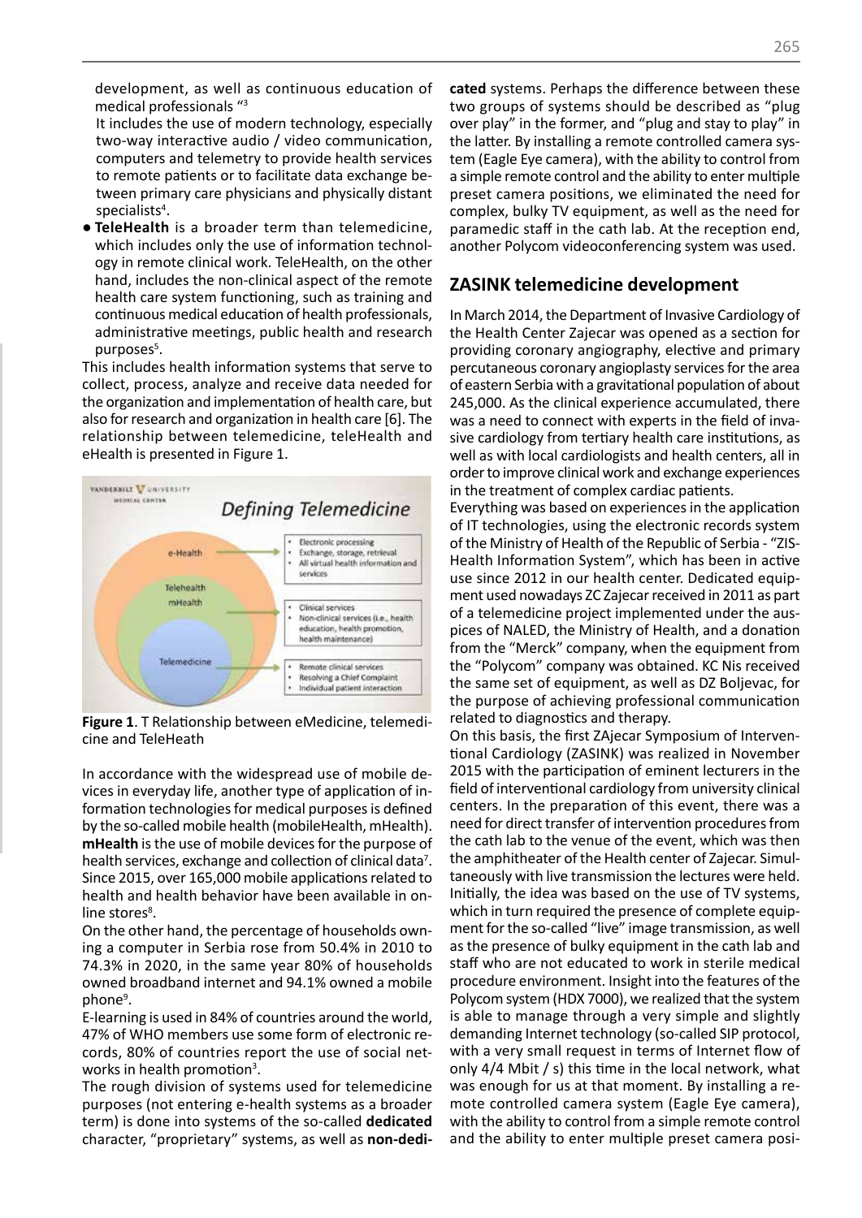development, as well as continuous education of medical professionals "[3]

It includes the use of modern technology, especially two-way interactive audio / video communication, computers and telemetry to provide health services to remote patients or to facilitate data exchange between primary care physicians and physically distant specialists[4].

- **TeleHealth** is a broader term than telemedicine, which includes only the use of information technology in remote clinical work. TeleHealth, on the other hand, includes the non-clinical aspect of the remote health care system functioning, such as training and continuous medical education of health professionals, administrative meetings, public health and research purposes[5].

This includes health information systems that serve to collect, process, analyze and receive data needed for the organization and implementation of health care, but also for research and organization in health care [6]. The relationship between telemedicine, teleHealth and eHealth is presented in Figure 1.

VANDERBILT UNIVERSITY MEDICAL CENTER

Defining Telemedicine

e-Health

Telehealth

mHealth

Telemedicine

- Electronic processing
- Exchange, storage, retrieval
- All virtual health information and services

- Clinical services
- Non-clinical services (i.e., health education, health promotion, health maintenance)

- Remote clinical services
- Resolving a Chief Complaint
- Individual patient interaction

**Figure 1**. T Relationship between eMedicine, telemedicine and TeleHeath

In accordance with the widespread use of mobile devices in everyday life, another type of application of information technologies for medical purposes is defined by the so-called mobile health (mobileHealth, mHealth). **mHealth** is the use of mobile devices for the purpose of health services, exchange and collection of clinical data[7]. Since 2015, over 165,000 mobile applications related to health and health behavior have been available in online stores[8].

On the other hand, the percentage of households owning a computer in Serbia rose from 50.4% in 2010 to 74.3% in 2020, in the same year 80% of households owned broadband internet and 94.1% owned a mobile phone[9].

E-learning is used in 84% of countries around the world, 47% of WHO members use some form of electronic records, 80% of countries report the use of social networks in health promotion[3].

The rough division of systems used for telemedicine purposes (not entering e-health systems as a broader term) is done into systems of the so-called **dedicated** character, "proprietary" systems, as well as **non-dedicated** systems. Perhaps the difference between these two groups of systems should be described as "plug over play" in the former, and "plug and stay to play" in the latter. By installing a remote controlled camera system (Eagle Eye camera), with the ability to control from a simple remote control and the ability to enter multiple preset camera positions, we eliminated the need for complex, bulky TV equipment, as well as the need for paramedic staff in the cath lab. At the reception end, another Polycom videoconferencing system was used.

## ZASINK telemedicine development

In March 2014, the Department of Invasive Cardiology of the Health Center Zajecar was opened as a section for providing coronary angiography, elective and primary percutaneous coronary angioplasty services for the area of eastern Serbia with a gravitational population of about 245,000. As the clinical experience accumulated, there was a need to connect with experts in the field of invasive cardiology from tertiary health care institutions, as well as with local cardiologists and health centers, all in order to improve clinical work and exchange experiences in the treatment of complex cardiac patients.

Everything was based on experiences in the application of IT technologies, using the electronic records system of the Ministry of Health of the Republic of Serbia - "ZIS-Health Information System", which has been in active use since 2012 in our health center. Dedicated equipment used nowadays ZC Zajecar received in 2011 as part of a telemedicine project implemented under the auspices of NALED, the Ministry of Health, and a donation from the "Merck" company, when the equipment from the "Polycom" company was obtained. KC Nis received the same set of equipment, as well as DZ Boljevac, for the purpose of achieving professional communication related to diagnostics and therapy.

On this basis, the first ZAjecar Symposium of Interventional Cardiology (ZASINK) was realized in November 2015 with the participation of eminent lecturers in the field of interventional cardiology from university clinical centers. In the preparation of this event, there was a need for direct transfer of intervention procedures from the cath lab to the venue of the event, which was then the amphitheater of the Health center of Zajecar. Simultaneously with live transmission the lectures were held. Initially, the idea was based on the use of TV systems, which in turn required the presence of complete equipment for the so-called "live" image transmission, as well as the presence of bulky equipment in the cath lab and staff who are not educated to work in sterile medical procedure environment. Insight into the features of the Polycom system (HDX 7000), we realized that the system is able to manage through a very simple and slightly demanding Internet technology (so-called SIP protocol, with a very small request in terms of Internet flow of only 4/4 Mbit / s) this time in the local network, what was enough for us at that moment. By installing a remote controlled camera system (Eagle Eye camera), with the ability to control from a simple remote control and the ability to enter multiple preset camera posi-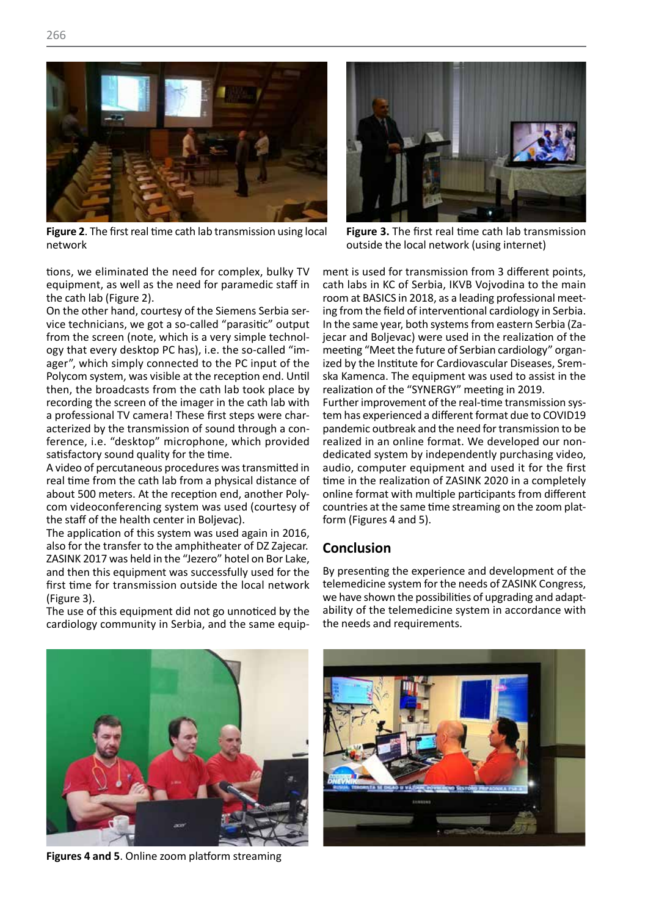Figure 2. The first real time cath lab transmission using local network

Figure 3. The first real time cath lab transmission outside the local network (using internet)

tions, we eliminated the need for complex, bulky TV equipment, as well as the need for paramedic staff in the cath lab (Figure 2).

On the other hand, courtesy of the Siemens Serbia service technicians, we got a so-called "parasitic" output from the screen (note, which is a very simple technology that every desktop PC has), i.e. the so-called "imager", which simply connected to the PC input of the Polycom system, was visible at the reception end. Until then, the broadcasts from the cath lab took place by recording the screen of the imager in the cath lab with a professional TV camera! These first steps were characterized by the transmission of sound through a conference, i.e. "desktop" microphone, which provided satisfactory sound quality for the time.

A video of percutaneous procedures was transmitted in real time from the cath lab from a physical distance of about 500 meters. At the reception end, another Polycom videoconferencing system was used (courtesy of the staff of the health center in Boljevac).

The application of this system was used again in 2016, also for the transfer to the amphitheater of DZ Zajecar. ZASINK 2017 was held in the "Jezero" hotel on Bor Lake, and then this equipment was successfully used for the first time for transmission outside the local network (Figure 3).

The use of this equipment did not go unnoticed by the cardiology community in Serbia, and the same equipment is used for transmission from 3 different points, cath labs in KC of Serbia, IKVB Vojvodina to the main room at BASICS in 2018, as a leading professional meeting from the field of interventional cardiology in Serbia. In the same year, both systems from eastern Serbia (Zajecar and Boljevac) were used in the realization of the meeting "Meet the future of Serbian cardiology" organized by the Institute for Cardiovascular Diseases, Sremska Kamenca. The equipment was used to assist in the realization of the "SYNERGY" meeting in 2019.

Further improvement of the real-time transmission system has experienced a different format due to COVID19 pandemic outbreak and the need for transmission to be realized in an online format. We developed our non-dedicated system by independently purchasing video, audio, computer equipment and used it for the first time in the realization of ZASINK 2020 in a completely online format with multiple participants from different countries at the same time streaming on the zoom platform (Figures 4 and 5).

## Conclusion

By presenting the experience and development of the telemedicine system for the needs of ZASINK Congress, we have shown the possibilities of upgrading and adaptability of the telemedicine system in accordance with the needs and requirements.

**Figures 4 and 5**. Online zoom platform streaming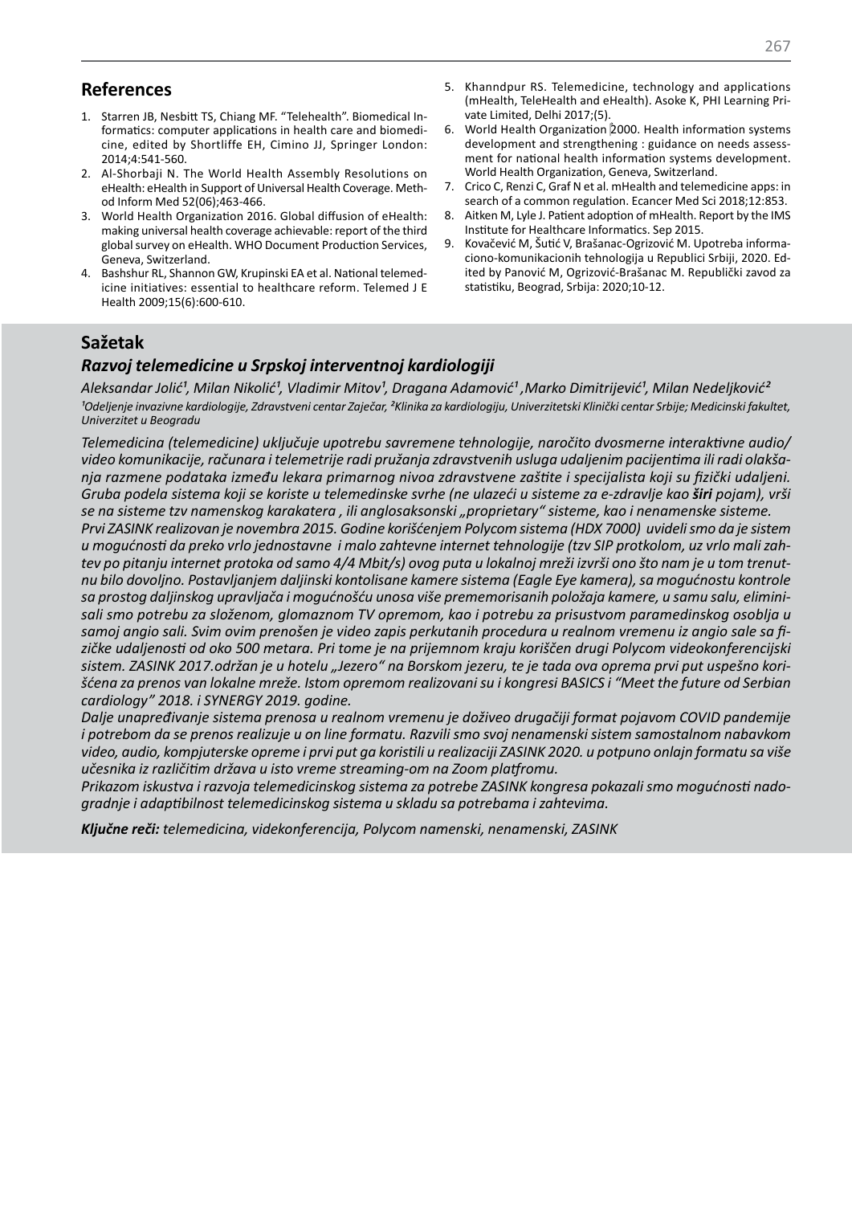## References

1. Starren JB, Nesbitt TS, Chiang MF. "Telehealth". Biomedical Informatics: computer applications in health care and biomedicine, edited by Shortliffe EH, Cimino JJ, Springer London: 2014;4:541-560.
2. Al-Shorbaji N. The World Health Assembly Resolutions on eHealth: eHealth in Support of Universal Health Coverage. Method Inform Med 52(06);463-466.
3. World Health Organization 2016. Global diffusion of eHealth: making universal health coverage achievable: report of the third global survey on eHealth. WHO Document Production Services, Geneva, Switzerland.
4. Bashshur RL, Shannon GW, Krupinski EA et al. National telemedicine initiatives: essential to healthcare reform. Telemed J E Health 2009;15(6):600-610.
5. Khanndpur RS. Telemedicine, technology and applications (mHealth, TeleHealth and eHealth). Asoke K, PHI Learning Private Limited, Delhi 2017;(5).
6. World Health Organization 2000. Health information systems development and strengthening : guidance on needs assessment for national health information systems development. World Health Organization, Geneva, Switzerland.
7. Crico C, Renzi C, Graf N et al. mHealth and telemedicine apps: in search of a common regulation. Ecancer Med Sci 2018;12:853.
8. Aitken M, Lyle J. Patient adoption of mHealth. Report by the IMS Institute for Healthcare Informatics. Sep 2015.
9. Kovačević M, Šutić V, Brašanac-Ogrizović M. Upotreba informaciono-komunikacionih tehnologija u Republici Srbiji, 2020. Edited by Panović M, Ogrizović-Brašanac M. Republički zavod za statistiku, Beograd, Srbija: 2020;10-12.

## Sažetak

### *Razvoj telemedicine u Srpskoj interventnoj kardiologiji*

*Aleksandar Jolić[1], Milan Nikolić[1], Vladimir Mitov[1], Dragana Adamović[1] ,Marko Dimitrijević[1], Milan Nedeljković[2]*

*[1]Odeljenje invazivne kardiologije, Zdravstveni centar Zaječar, [2]Klinika za kardiologiju, Univerzitetski Klinički centar Srbije; Medicinski fakultet, Univerzitet u Beogradu*

*Telemedicina (telemedicine) uključuje upotrebu savremene tehnologije, naročito dvosmerne interaktivne audio/ video komunikacije, računara i telemetrije radi pružanja zdravstvenih usluga udaljenim pacijentima ili radi olakšanja razmene podataka između lekara primarnog nivoa zdravstvene zaštite i specijalista koji su fizički udaljeni. Gruba podela sistema koji se koriste u telemedinske svrhe (ne ulazeći u sisteme za e-zdravlje kao* ***širi*** *pojam), vrši se na sisteme tzv namenskog karakatera , ili anglosaksonski „proprietary" sisteme, kao i nenamenske sisteme.*

*Prvi ZASINK realizovan je novembra 2015. Godine korišćenjem Polycom sistema (HDX 7000) uvideli smo da je sistem u mogućnosti da preko vrlo jednostavne i malo zahtevne internet tehnologije (tzv SIP protkolom, uz vrlo mali zahtev po pitanju internet protoka od samo 4/4 Mbit/s) ovog puta u lokalnoj mreži izvrši ono što nam je u tom trenutnu bilo dovoljno. Postavljanjem daljinski kontolisane kamere sistema (Eagle Eye kamera), sa mogućnostu kontrole sa prostog daljinskog upravljača i mogućnošću unosa više prememorisanih položaja kamere, u samu salu, eliminisali smo potrebu za složenom, glomaznom TV opremom, kao i potrebu za prisustvom paramedinskog osoblja u samoj angio sali. Svim ovim prenošen je video zapis perkutanih procedura u realnom vremenu iz angio sale sa fizičke udaljenosti od oko 500 metara. Pri tome je na prijemnom kraju koriščen drugi Polycom videokonferencijski sistem. ZASINK 2017.održan je u hotelu „Jezero" na Borskom jezeru, te je tada ova oprema prvi put uspešno korišćena za prenos van lokalne mreže. Istom opremom realizovani su i kongresi BASICS i "Meet the future od Serbian cardiology" 2018. i SYNERGY 2019. godine.*

*Dalje unapređivanje sistema prenosa u realnom vremenu je doživeo drugačiji format pojavom COVID pandemije i potrebom da se prenos realizuje u on line formatu. Razvili smo svoj nenamenski sistem samostalnom nabavkom video, audio, kompjuterske opreme i prvi put ga koristili u realizaciji ZASINK 2020. u potpuno onlajn formatu sa više učesnika iz različitim država u isto vreme streaming-om na Zoom platfromu.*

*Prikazom iskustva i razvoja telemedicinskog sistema za potrebe ZASINK kongresa pokazali smo mogućnosti nadogradnje i adaptibilnost telemedicinskog sistema u skladu sa potrebama i zahtevima.*

***Ključne reči:*** *telemedicina, videkonferencija, Polycom namenski, nenamenski, ZASINK*